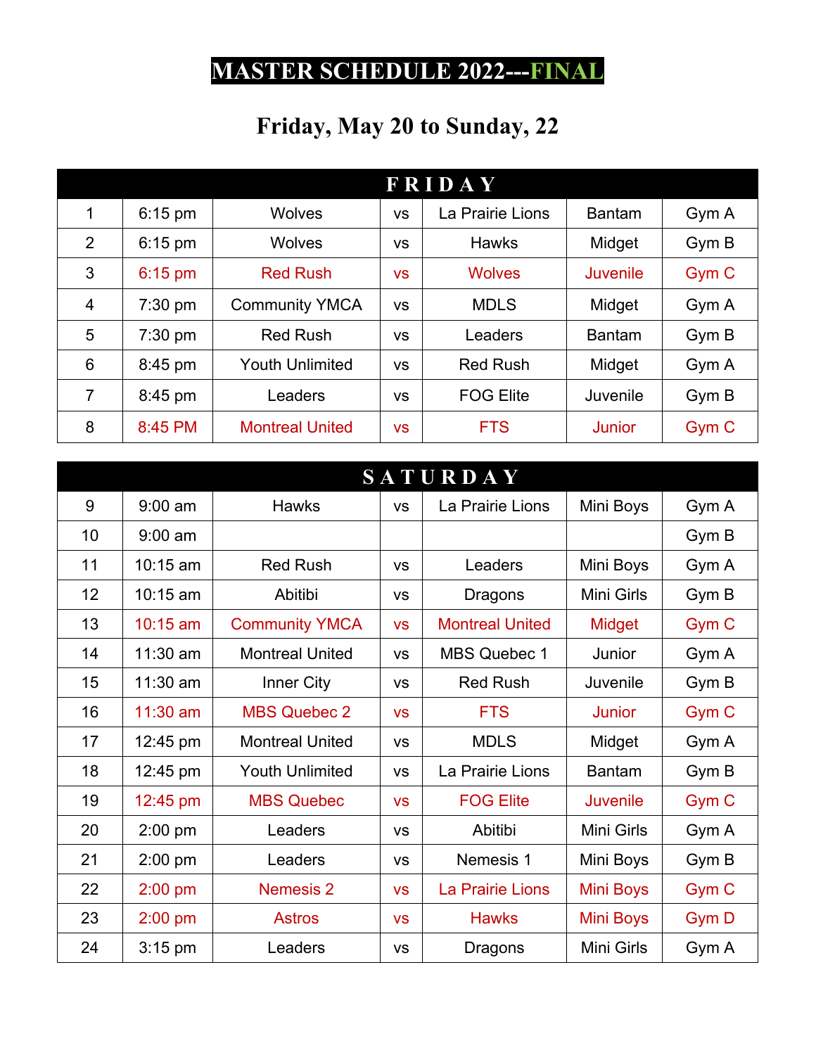# MASTER SCHEDULE 2022---FINAL

## Friday, May 20 to Sunday, 22

| FRIDAY | | | | | | |
|---|---|---|---|---|---|---|
| 1 | 6:15 pm | Wolves | vs | La Prairie Lions | Bantam | Gym A |
| 2 | 6:15 pm | Wolves | vs | Hawks | Midget | Gym B |
| 3 | 6:15 pm | Red Rush | vs | Wolves | Juvenile | Gym C |
| 4 | 7:30 pm | Community YMCA | vs | MDLS | Midget | Gym A |
| 5 | 7:30 pm | Red Rush | vs | Leaders | Bantam | Gym B |
| 6 | 8:45 pm | Youth Unlimited | vs | Red Rush | Midget | Gym A |
| 7 | 8:45 pm | Leaders | vs | FOG Elite | Juvenile | Gym B |
| 8 | 8:45 PM | Montreal United | vs | FTS | Junior | Gym C |

| SATURDAY | | | | | | |
|---|---|---|---|---|---|---|
| 9 | 9:00 am | Hawks | vs | La Prairie Lions | Mini Boys | Gym A |
| 10 | 9:00 am | | | | | Gym B |
| 11 | 10:15 am | Red Rush | vs | Leaders | Mini Boys | Gym A |
| 12 | 10:15 am | Abitibi | vs | Dragons | Mini Girls | Gym B |
| 13 | 10:15 am | Community YMCA | vs | Montreal United | Midget | Gym C |
| 14 | 11:30 am | Montreal United | vs | MBS Quebec 1 | Junior | Gym A |
| 15 | 11:30 am | Inner City | vs | Red Rush | Juvenile | Gym B |
| 16 | 11:30 am | MBS Quebec 2 | vs | FTS | Junior | Gym C |
| 17 | 12:45 pm | Montreal United | vs | MDLS | Midget | Gym A |
| 18 | 12:45 pm | Youth Unlimited | vs | La Prairie Lions | Bantam | Gym B |
| 19 | 12:45 pm | MBS Quebec | vs | FOG Elite | Juvenile | Gym C |
| 20 | 2:00 pm | Leaders | vs | Abitibi | Mini Girls | Gym A |
| 21 | 2:00 pm | Leaders | vs | Nemesis 1 | Mini Boys | Gym B |
| 22 | 2:00 pm | Nemesis 2 | vs | La Prairie Lions | Mini Boys | Gym C |
| 23 | 2:00 pm | Astros | vs | Hawks | Mini Boys | Gym D |
| 24 | 3:15 pm | Leaders | vs | Dragons | Mini Girls | Gym A |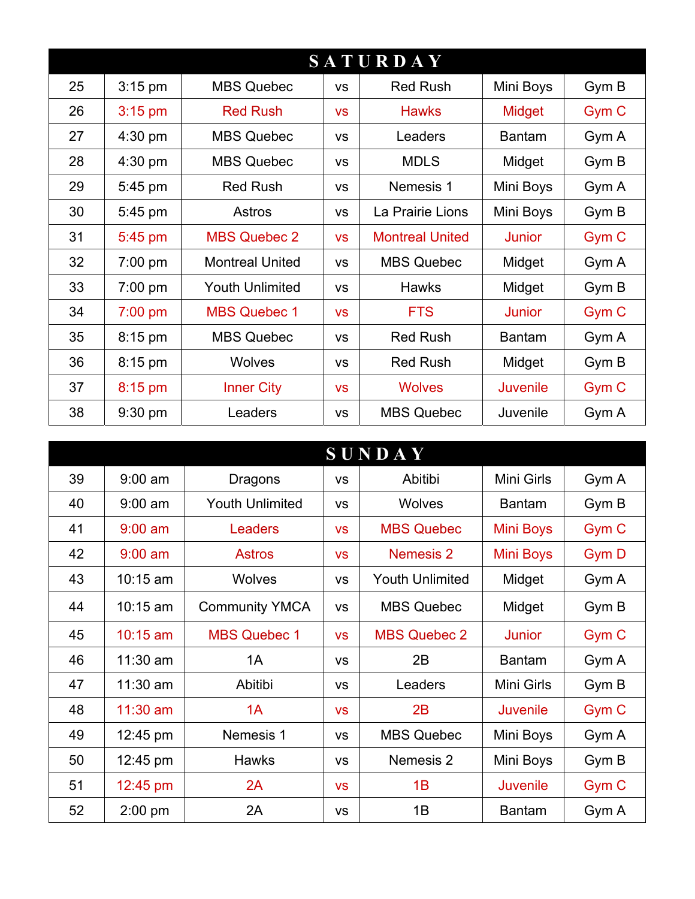| SATURDAY | | | | | | |
|---|---|---|---|---|---|---|
| 25 | 3:15 pm | MBS Quebec | vs | Red Rush | Mini Boys | Gym B |
| 26 | 3:15 pm | Red Rush | vs | Hawks | Midget | Gym C |
| 27 | 4:30 pm | MBS Quebec | vs | Leaders | Bantam | Gym A |
| 28 | 4:30 pm | MBS Quebec | vs | MDLS | Midget | Gym B |
| 29 | 5:45 pm | Red Rush | vs | Nemesis 1 | Mini Boys | Gym A |
| 30 | 5:45 pm | Astros | vs | La Prairie Lions | Mini Boys | Gym B |
| 31 | 5:45 pm | MBS Quebec 2 | vs | Montreal United | Junior | Gym C |
| 32 | 7:00 pm | Montreal United | vs | MBS Quebec | Midget | Gym A |
| 33 | 7:00 pm | Youth Unlimited | vs | Hawks | Midget | Gym B |
| 34 | 7:00 pm | MBS Quebec 1 | vs | FTS | Junior | Gym C |
| 35 | 8:15 pm | MBS Quebec | vs | Red Rush | Bantam | Gym A |
| 36 | 8:15 pm | Wolves | vs | Red Rush | Midget | Gym B |
| 37 | 8:15 pm | Inner City | vs | Wolves | Juvenile | Gym C |
| 38 | 9:30 pm | Leaders | vs | MBS Quebec | Juvenile | Gym A |

| SUNDAY | | | | | | |
|---|---|---|---|---|---|---|
| 39 | 9:00 am | Dragons | vs | Abitibi | Mini Girls | Gym A |
| 40 | 9:00 am | Youth Unlimited | vs | Wolves | Bantam | Gym B |
| 41 | 9:00 am | Leaders | vs | MBS Quebec | Mini Boys | Gym C |
| 42 | 9:00 am | Astros | vs | Nemesis 2 | Mini Boys | Gym D |
| 43 | 10:15 am | Wolves | vs | Youth Unlimited | Midget | Gym A |
| 44 | 10:15 am | Community YMCA | vs | MBS Quebec | Midget | Gym B |
| 45 | 10:15 am | MBS Quebec 1 | vs | MBS Quebec 2 | Junior | Gym C |
| 46 | 11:30 am | 1A | vs | 2B | Bantam | Gym A |
| 47 | 11:30 am | Abitibi | vs | Leaders | Mini Girls | Gym B |
| 48 | 11:30 am | 1A | vs | 2B | Juvenile | Gym C |
| 49 | 12:45 pm | Nemesis 1 | vs | MBS Quebec | Mini Boys | Gym A |
| 50 | 12:45 pm | Hawks | vs | Nemesis 2 | Mini Boys | Gym B |
| 51 | 12:45 pm | 2A | vs | 1B | Juvenile | Gym C |
| 52 | 2:00 pm | 2A | vs | 1B | Bantam | Gym A |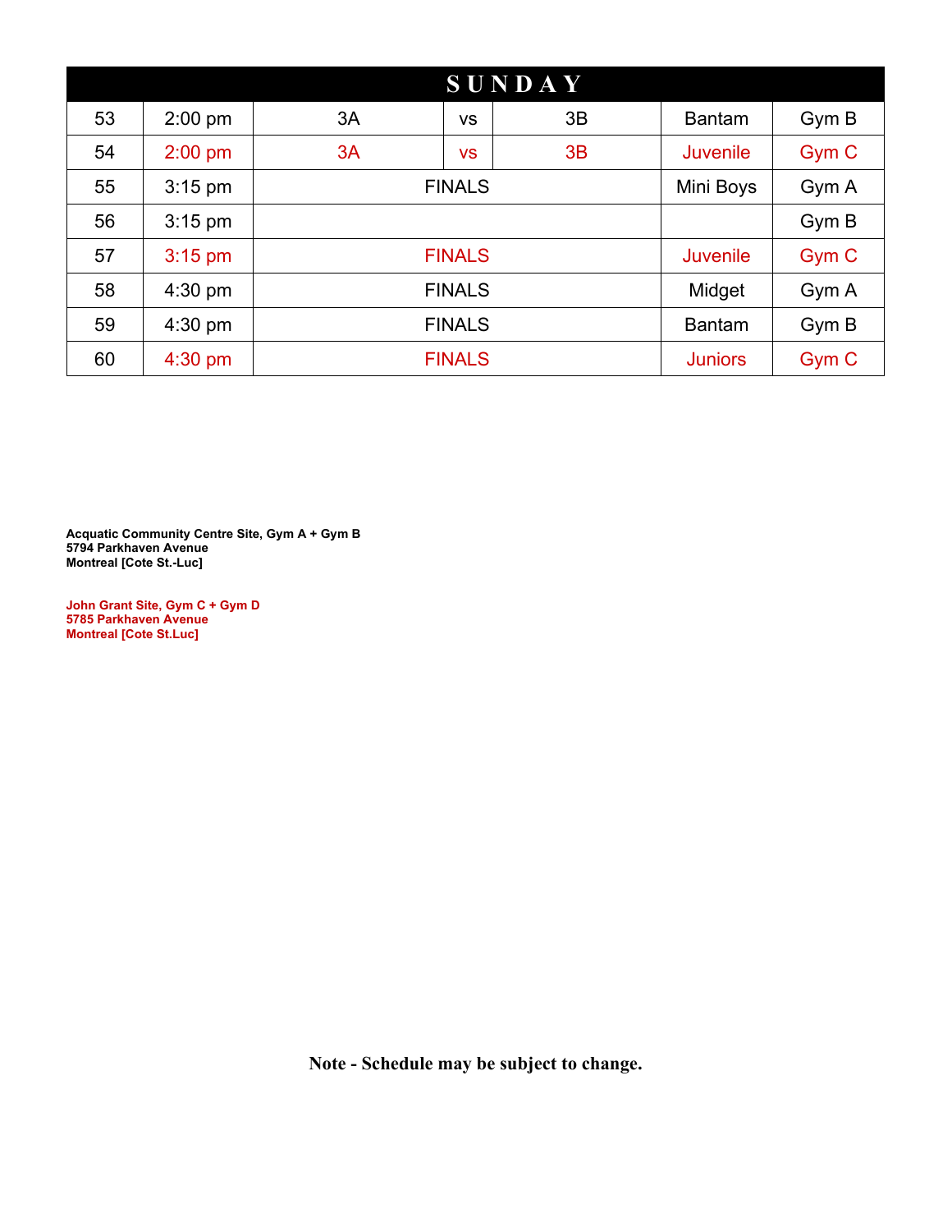| SUNDAY | | | | | | |
|---|---|---|---|---|---|---|
| 53 | 2:00 pm | 3A | vs | 3B | Bantam | Gym B |
| 54 | 2:00 pm | 3A | vs | 3B | Juvenile | Gym C |
| 55 | 3:15 pm | FINALS | | | Mini Boys | Gym A |
| 56 | 3:15 pm | | | | | Gym B |
| 57 | 3:15 pm | FINALS | | | Juvenile | Gym C |
| 58 | 4:30 pm | FINALS | | | Midget | Gym A |
| 59 | 4:30 pm | FINALS | | | Bantam | Gym B |
| 60 | 4:30 pm | FINALS | | | Juniors | Gym C |

**Acquatic Community Centre Site, Gym A + Gym B**
**5794 Parkhaven Avenue**
**Montreal [Cote St.-Luc]**

**John Grant Site, Gym C + Gym D**
**5785 Parkhaven Avenue**
**Montreal [Cote St.Luc]**

**Note - Schedule may be subject to change.**